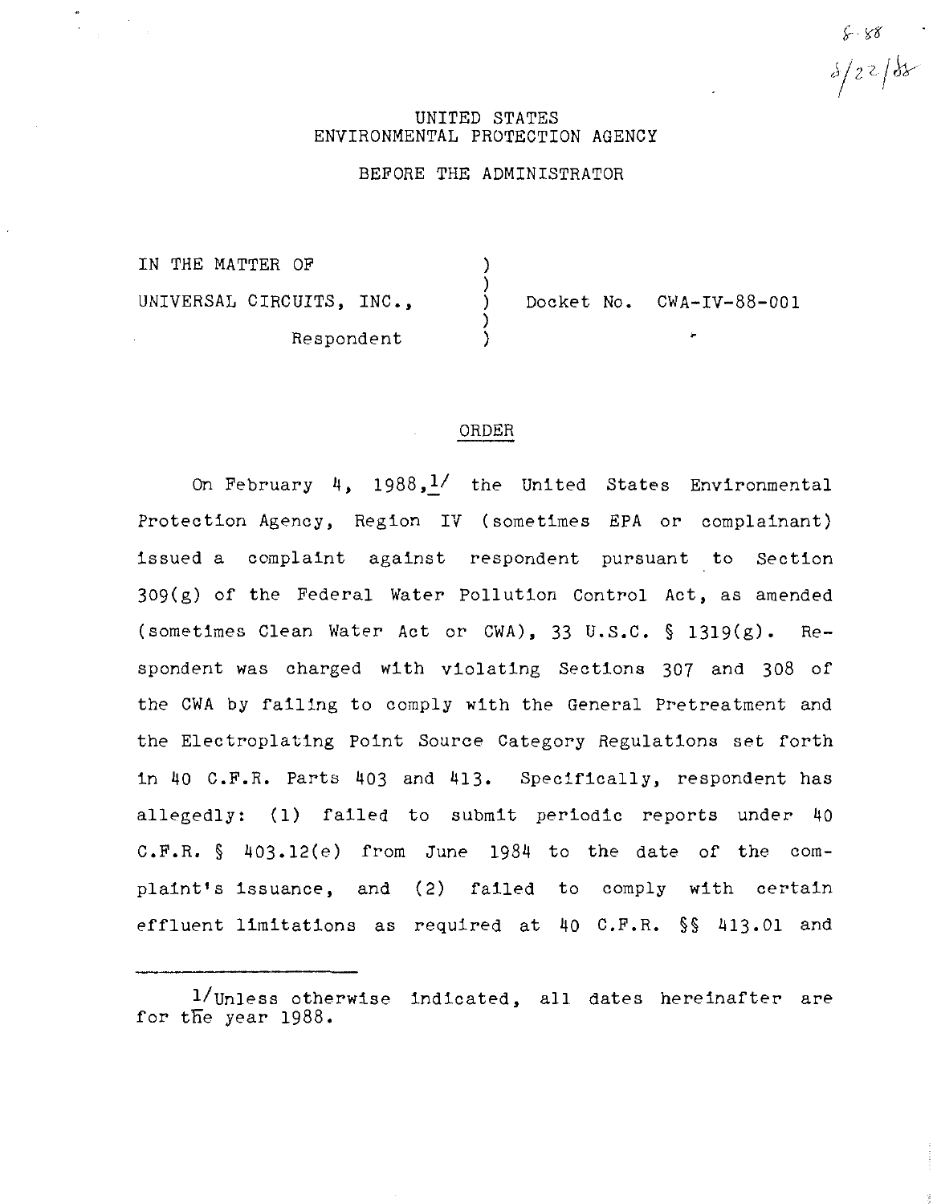8-88
5/22/88

UNITED STATES
ENVIRONMENTAL PROTECTION AGENCY

BEFORE THE ADMINISTRATOR

IN THE MATTER OF )
)
UNIVERSAL CIRCUITS, INC., ) Docket No. CWA-IV-88-001
)
Respondent )

## ORDER

On February 4, 1988,[1/] the United States Environmental Protection Agency, Region IV (sometimes EPA or complainant) issued a complaint against respondent pursuant to Section 309(g) of the Federal Water Pollution Control Act, as amended (sometimes Clean Water Act or CWA), 33 U.S.C. § 1319(g). Respondent was charged with violating Sections 307 and 308 of the CWA by failing to comply with the General Pretreatment and the Electroplating Point Source Category Regulations set forth in 40 C.F.R. Parts 403 and 413. Specifically, respondent has allegedly: (1) failed to submit periodic reports under 40 C.F.R. § 403.12(e) from June 1984 to the date of the complaint's issuance, and (2) failed to comply with certain effluent limitations as required at 40 C.F.R. §§ 413.01 and

---

1/Unless otherwise indicated, all dates hereinafter are for the year 1988.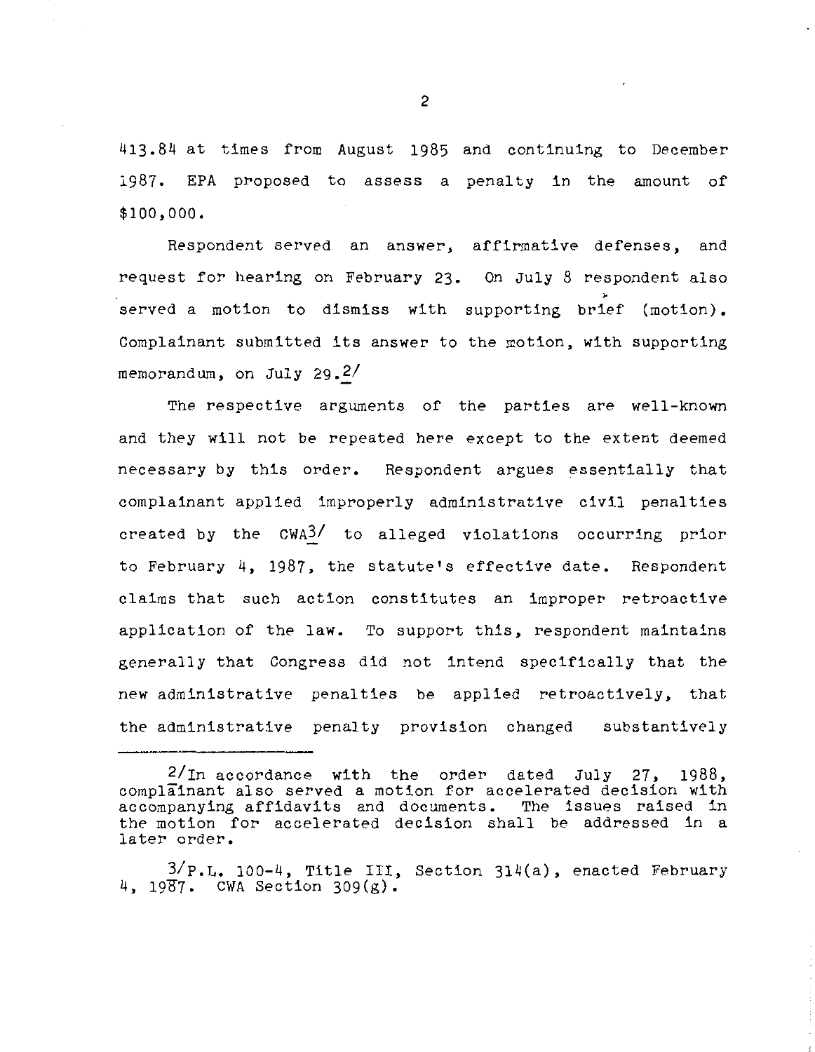413.84 at times from August 1985 and continuing to December 1987. EPA proposed to assess a penalty in the amount of $100,000.

Respondent served an answer, affirmative defenses, and request for hearing on February 23. On July 8 respondent also served a motion to dismiss with supporting brief (motion). Complainant submitted its answer to the motion, with supporting memorandum, on July 29.[2]

The respective arguments of the parties are well-known and they will not be repeated here except to the extent deemed necessary by this order. Respondent argues essentially that complainant applied improperly administrative civil penalties created by the CWA[3] to alleged violations occurring prior to February 4, 1987, the statute's effective date. Respondent claims that such action constitutes an improper retroactive application of the law. To support this, respondent maintains generally that Congress did not intend specifically that the new administrative penalties be applied retroactively, that the administrative penalty provision changed substantively

---

[2] In accordance with the order dated July 27, 1988, complainant also served a motion for accelerated decision with accompanying affidavits and documents. The issues raised in the motion for accelerated decision shall be addressed in a later order.

[3] P.L. 100-4, Title III, Section 314(a), enacted February 4, 1987. CWA Section 309(g).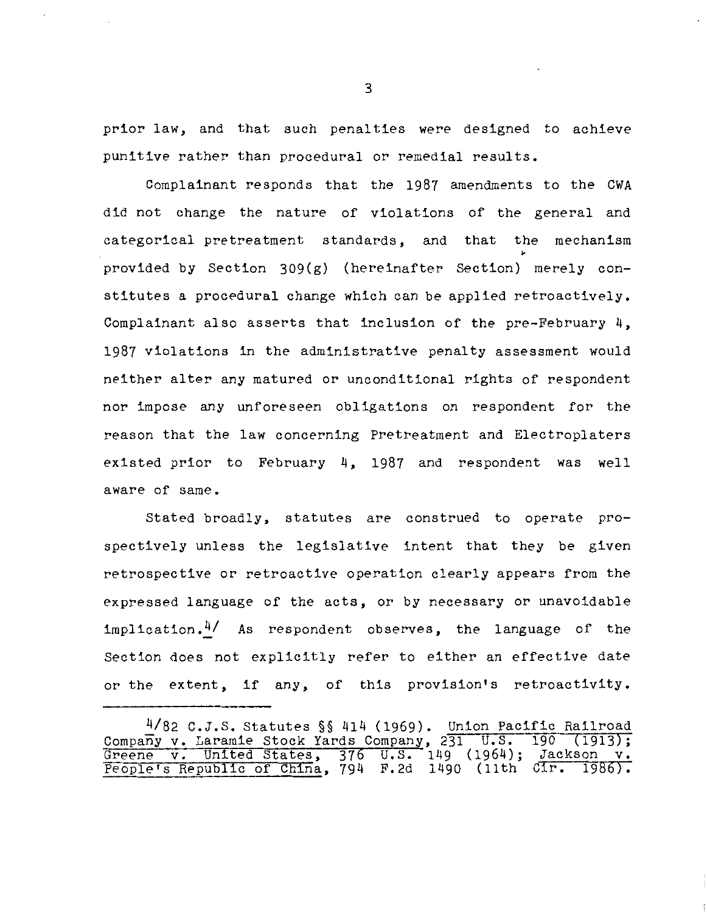prior law, and that such penalties were designed to achieve punitive rather than procedural or remedial results.

Complainant responds that the 1987 amendments to the CWA did not change the nature of violations of the general and categorical pretreatment standards, and that the mechanism provided by Section 309(g) (hereinafter Section) merely constitutes a procedural change which can be applied retroactively. Complainant also asserts that inclusion of the pre-February 4, 1987 violations in the administrative penalty assessment would neither alter any matured or unconditional rights of respondent nor impose any unforeseen obligations on respondent for the reason that the law concerning Pretreatment and Electroplaters existed prior to February 4, 1987 and respondent was well aware of same.

Stated broadly, statutes are construed to operate prospectively unless the legislative intent that they be given retrospective or retroactive operation clearly appears from the expressed language of the acts, or by necessary or unavoidable implication.[4/] As respondent observes, the language of the Section does not explicitly refer to either an effective date or the extent, if any, of this provision's retroactivity.

---

4/ 82 C.J.S. Statutes §§ 414 (1969). Union Pacific Railroad Company v. Laramie Stock Yards Company, 231 U.S. 190 (1913); Greene v. United States, 376 U.S. 149 (1964); Jackson v. People's Republic of China, 794 F.2d 1490 (11th Cir. 1986).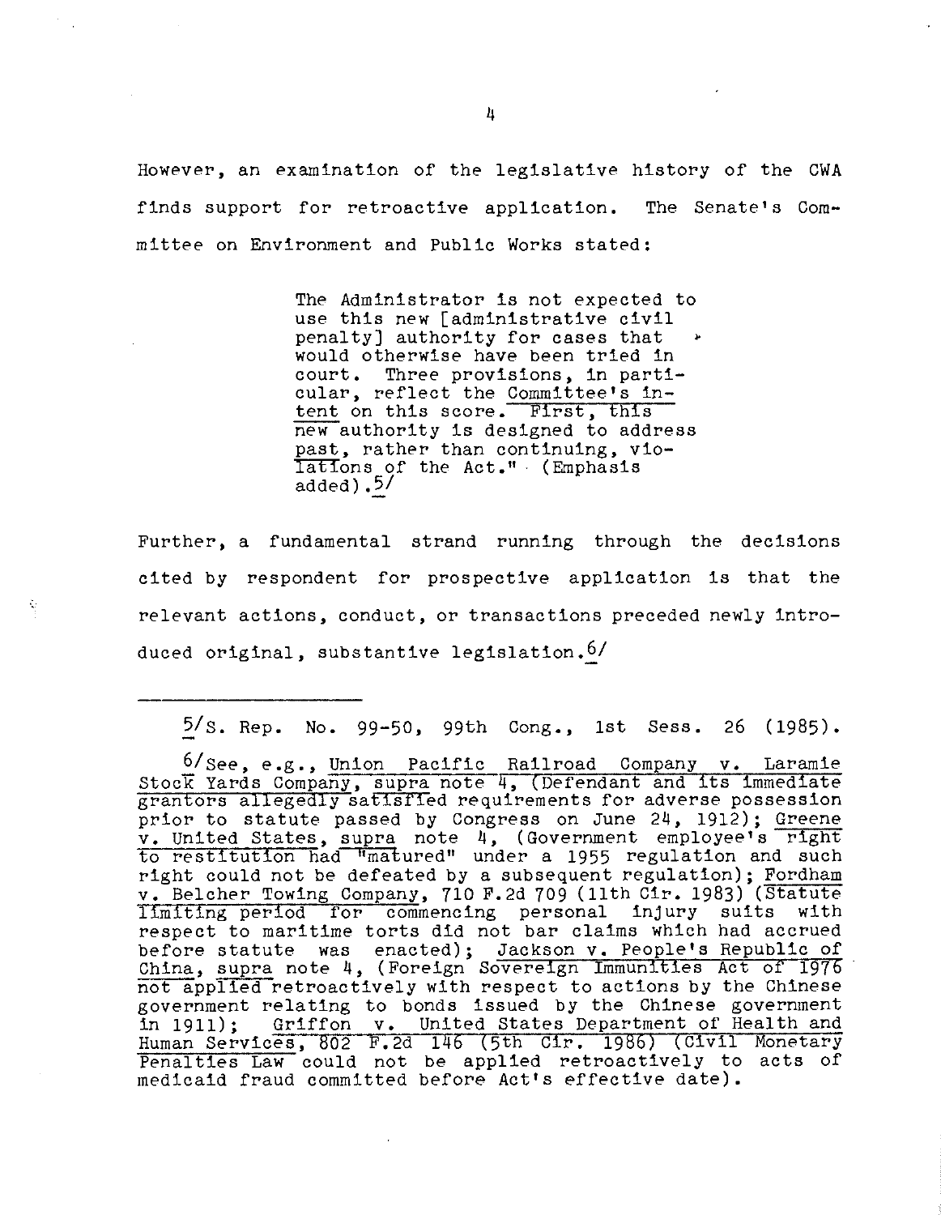However, an examination of the legislative history of the CWA finds support for retroactive application. The Senate's Committee on Environment and Public Works stated:

> The Administrator is not expected to use this new [administrative civil penalty] authority for cases that would otherwise have been tried in court. Three provisions, in particular, reflect the Committee's intent on this score. First, this new authority is designed to address past, rather than continuing, violations of the Act." (Emphasis added).[5]

Further, a fundamental strand running through the decisions cited by respondent for prospective application is that the relevant actions, conduct, or transactions preceded newly introduced original, substantive legislation.[6]

---

[5] S. Rep. No. 99-50, 99th Cong., 1st Sess. 26 (1985).

[6] See, e.g., Union Pacific Railroad Company v. Laramie Stock Yards Company, supra note 4, (Defendant and its immediate grantors allegedly satisfied requirements for adverse possession prior to statute passed by Congress on June 24, 1912); Greene v. United States, supra note 4, (Government employee's right to restitution had "matured" under a 1955 regulation and such right could not be defeated by a subsequent regulation); Fordham v. Belcher Towing Company, 710 F.2d 709 (11th Cir. 1983) (Statute limiting period for commencing personal injury suits with respect to maritime torts did not bar claims which had accrued before statute was enacted); Jackson v. People's Republic of China, supra note 4, (Foreign Sovereign Immunities Act of 1976 not applied retroactively with respect to actions by the Chinese government relating to bonds issued by the Chinese government in 1911); Griffon v. United States Department of Health and Human Services, 802 F.2d 146 (5th Cir. 1986) (Civil Monetary Penalties Law could not be applied retroactively to acts of medicaid fraud committed before Act's effective date).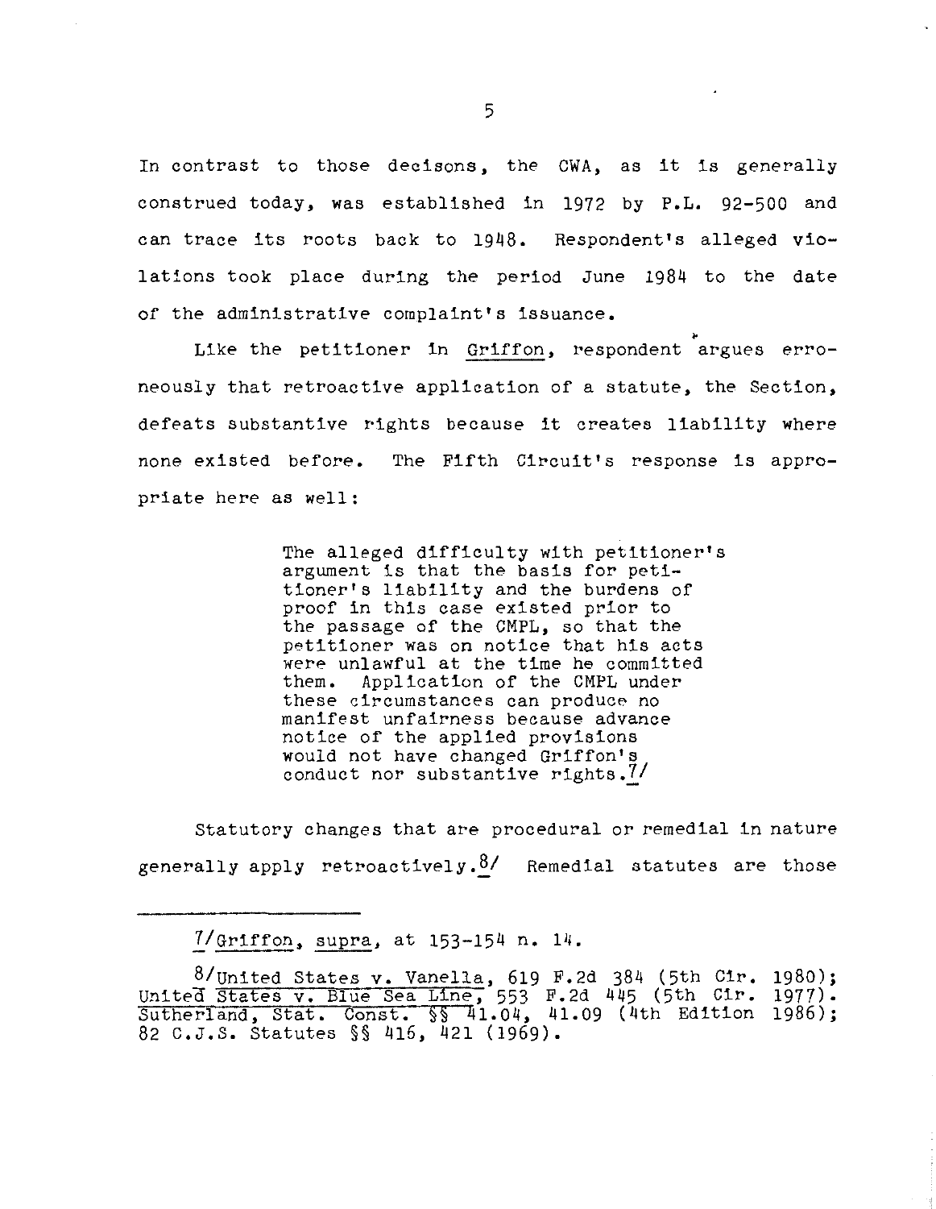In contrast to those decisons, the CWA, as it is generally construed today, was established in 1972 by P.L. 92-500 and can trace its roots back to 1948. Respondent's alleged violations took place during the period June 1984 to the date of the administrative complaint's issuance.

Like the petitioner in Griffon, respondent argues erroneously that retroactive application of a statute, the Section, defeats substantive rights because it creates liability where none existed before. The Fifth Circuit's response is appropriate here as well:

> The alleged difficulty with petitioner's argument is that the basis for petitioner's liability and the burdens of proof in this case existed prior to the passage of the CMPL, so that the petitioner was on notice that his acts were unlawful at the time he committed them. Application of the CMPL under these circumstances can produce no manifest unfairness because advance notice of the applied provisions would not have changed Griffon's conduct nor substantive rights.[7]

Statutory changes that are procedural or remedial in nature generally apply retroactively.[8] Remedial statutes are those

---

[7] Griffon, supra, at 153-154 n. 14.

[8] United States v. Vanella, 619 F.2d 384 (5th Cir. 1980); United States v. Blue Sea Line, 553 F.2d 445 (5th Cir. 1977). Sutherland, Stat. Const. §§ 41.04, 41.09 (4th Edition 1986); 82 C.J.S. Statutes §§ 416, 421 (1969).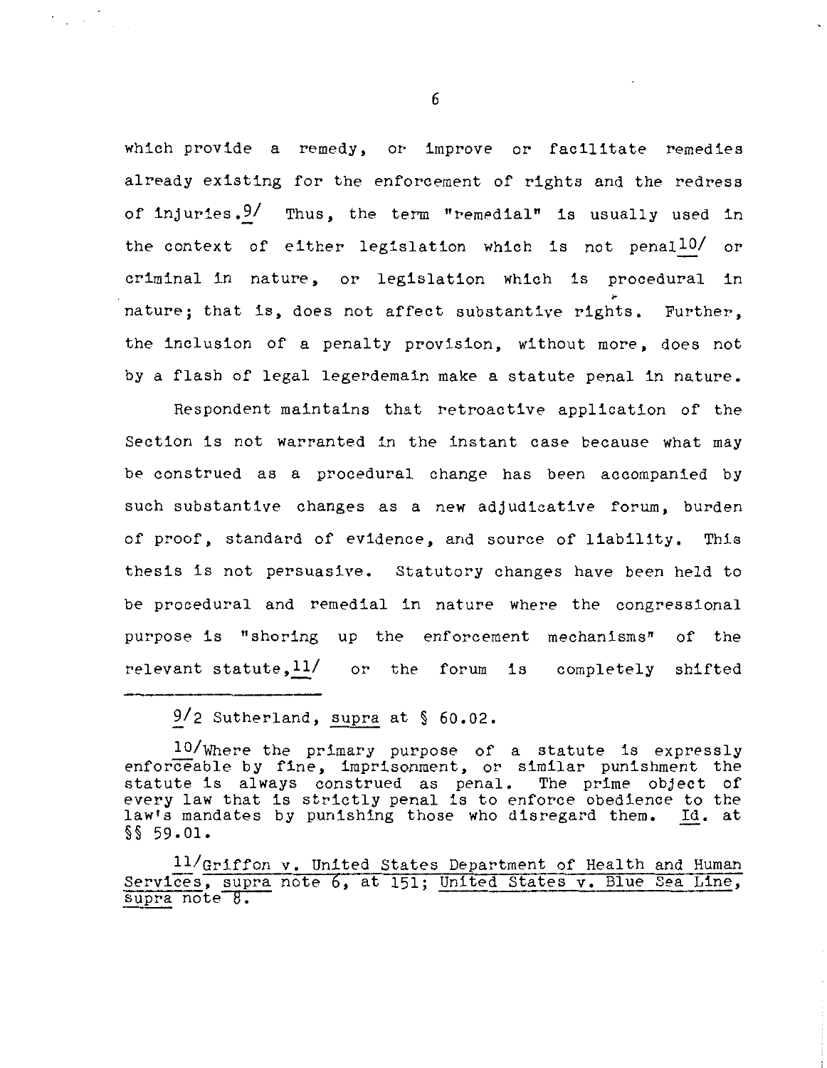which provide a remedy, or improve or facilitate remedies already existing for the enforcement of rights and the redress of injuries.[9] Thus, the term "remedial" is usually used in the context of either legislation which is not penal[10] or criminal in nature, or legislation which is procedural in nature; that is, does not affect substantive rights. Further, the inclusion of a penalty provision, without more, does not by a flash of legal legerdemain make a statute penal in nature.

Respondent maintains that retroactive application of the Section is not warranted in the instant case because what may be construed as a procedural change has been accompanied by such substantive changes as a new adjudicative forum, burden of proof, standard of evidence, and source of liability. This thesis is not persuasive. Statutory changes have been held to be procedural and remedial in nature where the congressional purpose is "shoring up the enforcement mechanisms" of the relevant statute,[11] or the forum is completely shifted

---

[9] 2 Sutherland, _supra_ at § 60.02.

[10] Where the primary purpose of a statute is expressly enforceable by fine, imprisonment, or similar punishment the statute is always construed as penal. The prime object of every law that is strictly penal is to enforce obedience to the law's mandates by punishing those who disregard them. _Id._ at §§ 59.01.

[11] _Griffon v. United States Department of Health and Human Services_, _supra_ note 6, at 151; _United States v. Blue Sea Line_, _supra_ note 8.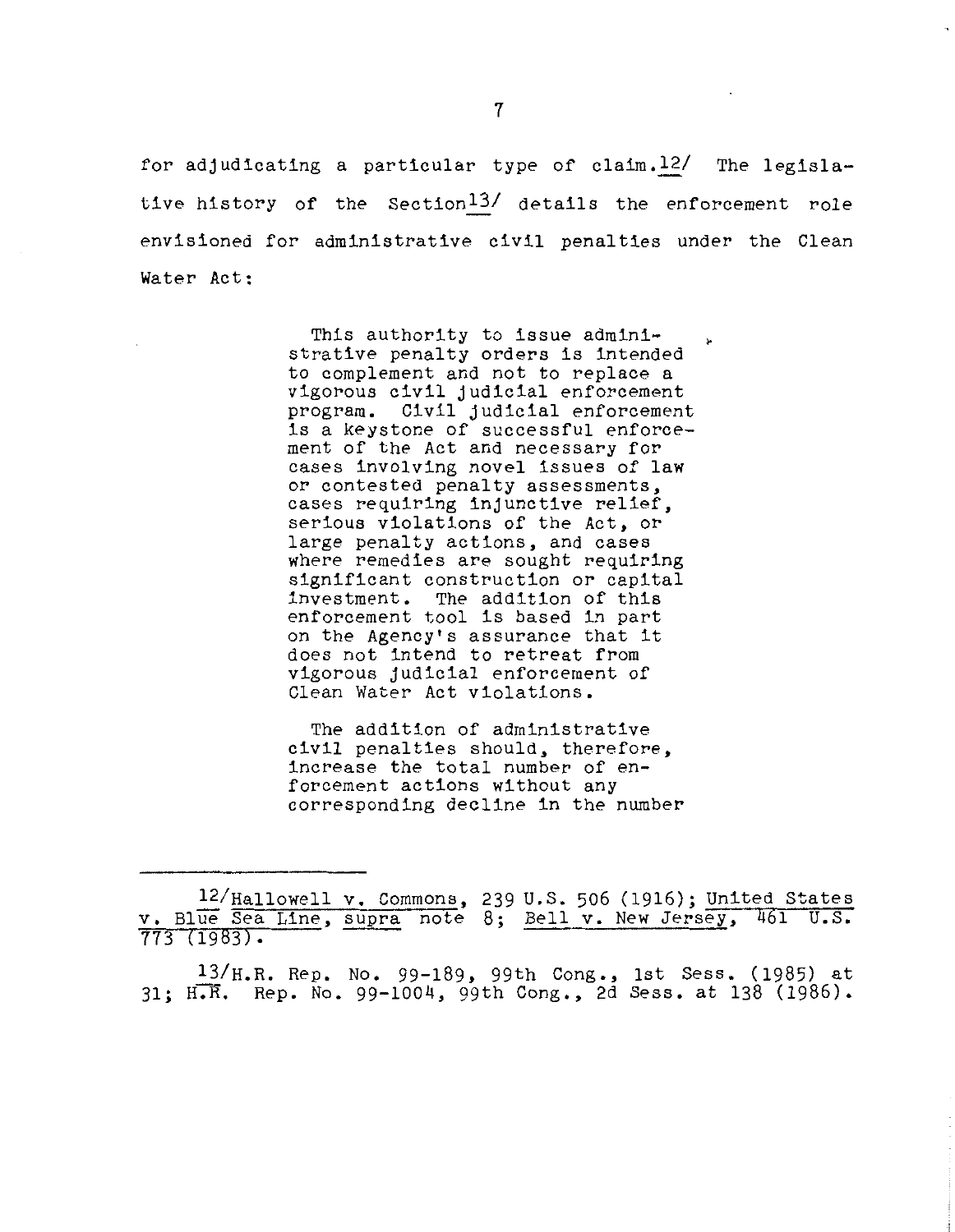for adjudicating a particular type of claim.[12] The legislative history of the Section[13] details the enforcement role envisioned for administrative civil penalties under the Clean Water Act:

> This authority to issue administrative penalty orders is intended to complement and not to replace a vigorous civil judicial enforcement program. Civil judicial enforcement is a keystone of successful enforcement of the Act and necessary for cases involving novel issues of law or contested penalty assessments, cases requiring injunctive relief, serious violations of the Act, or large penalty actions, and cases where remedies are sought requiring significant construction or capital investment. The addition of this enforcement tool is based in part on the Agency's assurance that it does not intend to retreat from vigorous judicial enforcement of Clean Water Act violations.
>
> The addition of administrative civil penalties should, therefore, increase the total number of enforcement actions without any corresponding decline in the number

---

[12]Hallowell v. Commons, 239 U.S. 506 (1916); United States v. Blue Sea Line, supra note 8; Bell v. New Jersey, 461 U.S. 773 (1983).

[13]H.R. Rep. No. 99-189, 99th Cong., 1st Sess. (1985) at 31; H.R. Rep. No. 99-1004, 99th Cong., 2d Sess. at 138 (1986).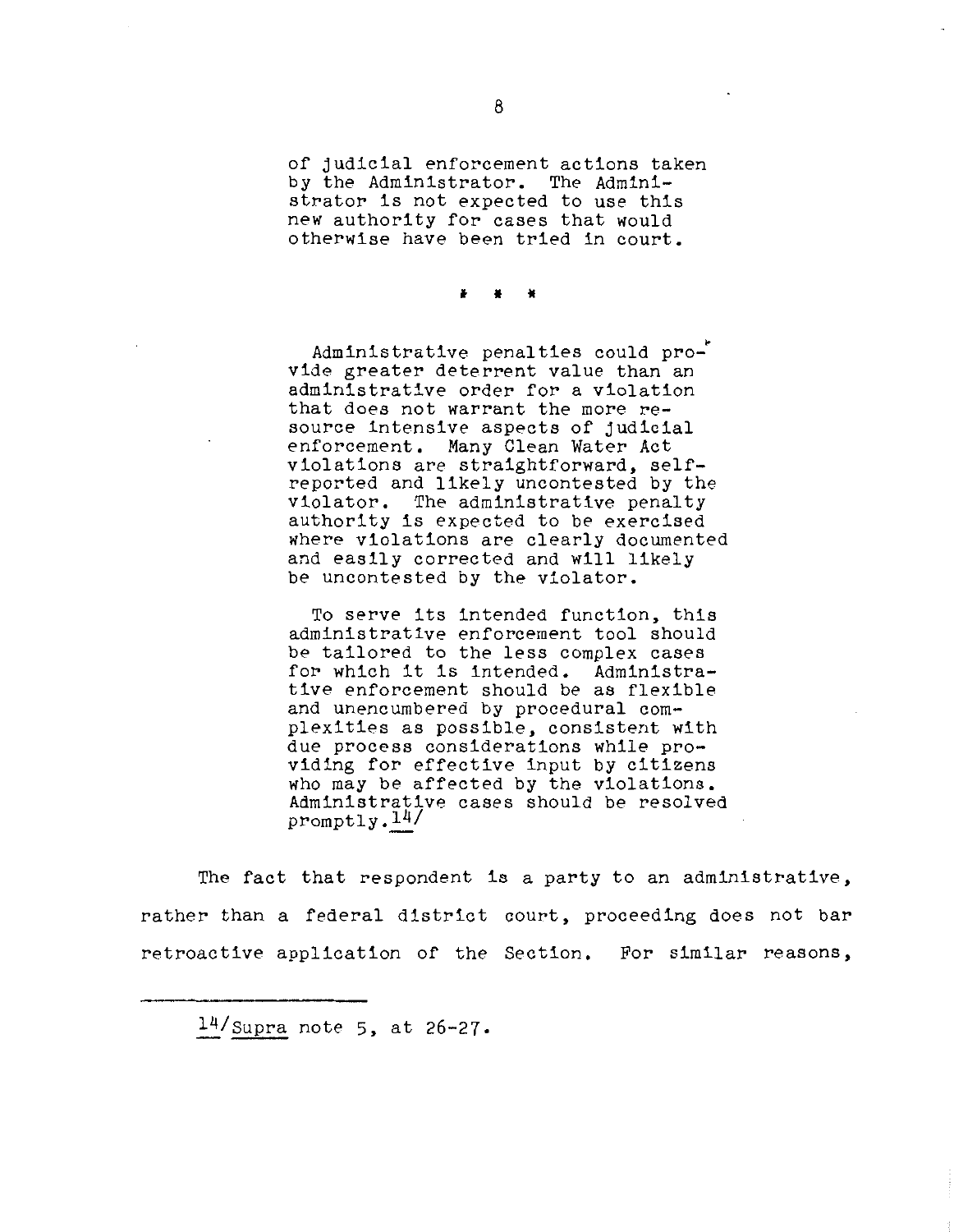> of judicial enforcement actions taken by the Administrator. The Administrator is not expected to use this new authority for cases that would otherwise have been tried in court.
>
> \* \* \*
>
> Administrative penalties could provide greater deterrent value than an administrative order for a violation that does not warrant the more resource intensive aspects of judicial enforcement. Many Clean Water Act violations are straightforward, self-reported and likely uncontested by the violator. The administrative penalty authority is expected to be exercised where violations are clearly documented and easily corrected and will likely be uncontested by the violator.
>
> To serve its intended function, this administrative enforcement tool should be tailored to the less complex cases for which it is intended. Administrative enforcement should be as flexible and unencumbered by procedural complexities as possible, consistent with due process considerations while providing for effective input by citizens who may be affected by the violations. Administrative cases should be resolved promptly.[14]

The fact that respondent is a party to an administrative, rather than a federal district court, proceeding does not bar retroactive application of the Section. For similar reasons,

---

[14] Supra note 5, at 26-27.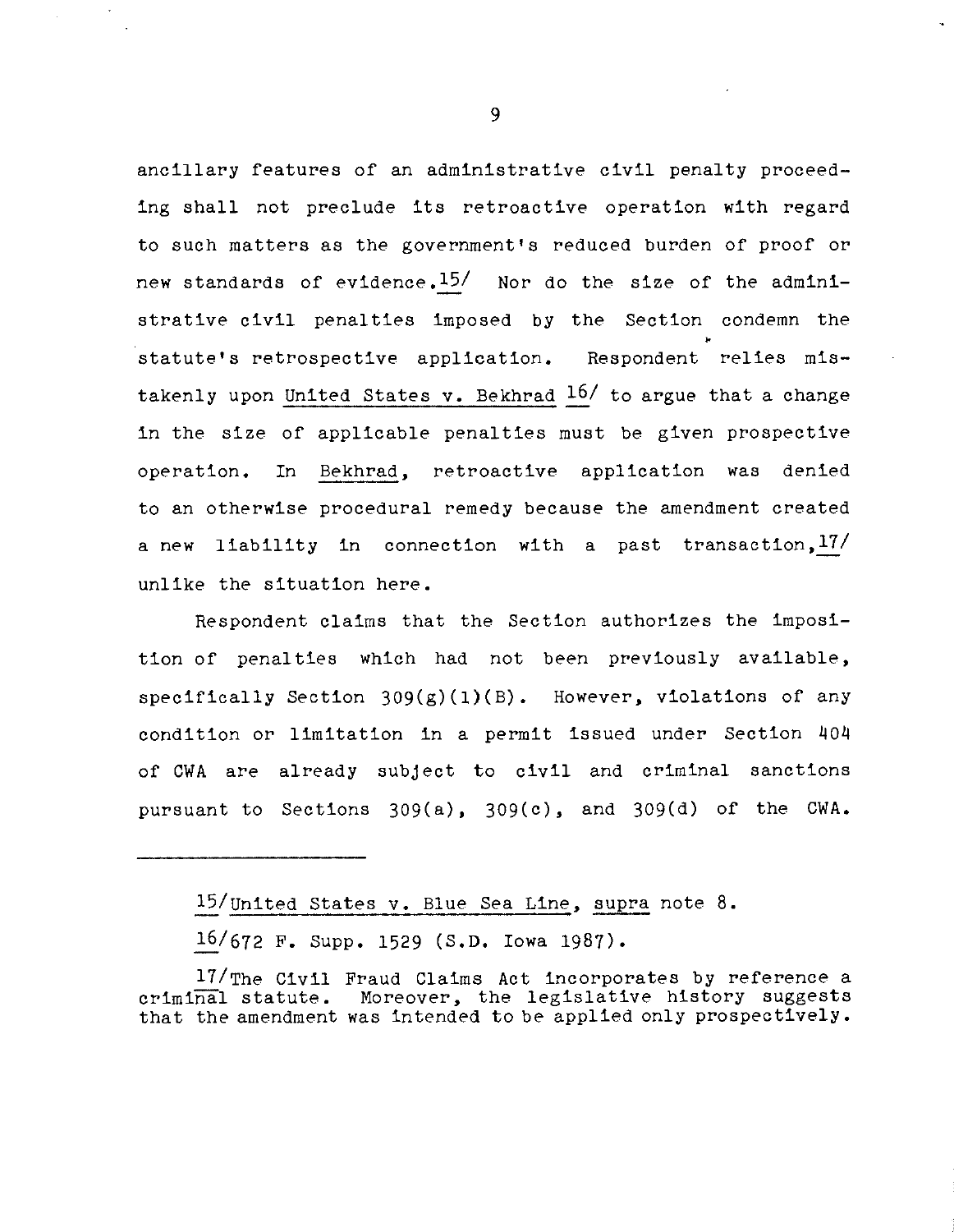ancillary features of an administrative civil penalty proceeding shall not preclude its retroactive operation with regard to such matters as the government's reduced burden of proof or new standards of evidence.[15] Nor do the size of the administrative civil penalties imposed by the Section condemn the statute's retrospective application. Respondent relies mistakenly upon United States v. Bekhrad [16] to argue that a change in the size of applicable penalties must be given prospective operation. In Bekhrad, retroactive application was denied to an otherwise procedural remedy because the amendment created a new liability in connection with a past transaction,[17] unlike the situation here.

Respondent claims that the Section authorizes the imposition of penalties which had not been previously available, specifically Section 309(g)(1)(B). However, violations of any condition or limitation in a permit issued under Section 404 of CWA are already subject to civil and criminal sanctions pursuant to Sections 309(a), 309(c), and 309(d) of the CWA.

---

[15] United States v. Blue Sea Line, supra note 8.

[16] 672 F. Supp. 1529 (S.D. Iowa 1987).

[17] The Civil Fraud Claims Act incorporates by reference a criminal statute. Moreover, the legislative history suggests that the amendment was intended to be applied only prospectively.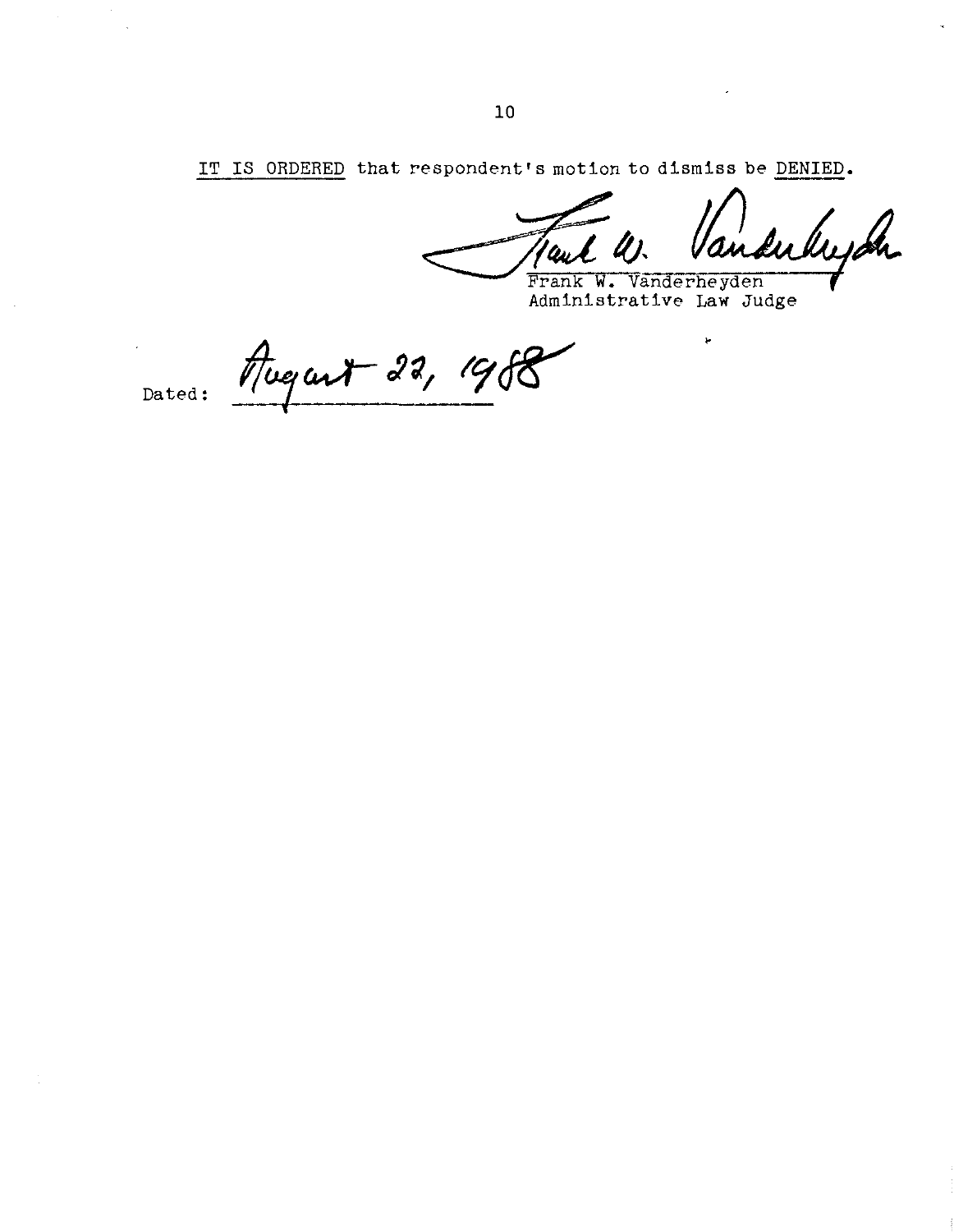<u>IT IS ORDERED</u> that respondent's motion to dismiss be <u>DENIED</u>.

Frank W. Vanderheyden
Administrative Law Judge

Dated: August 22, 1988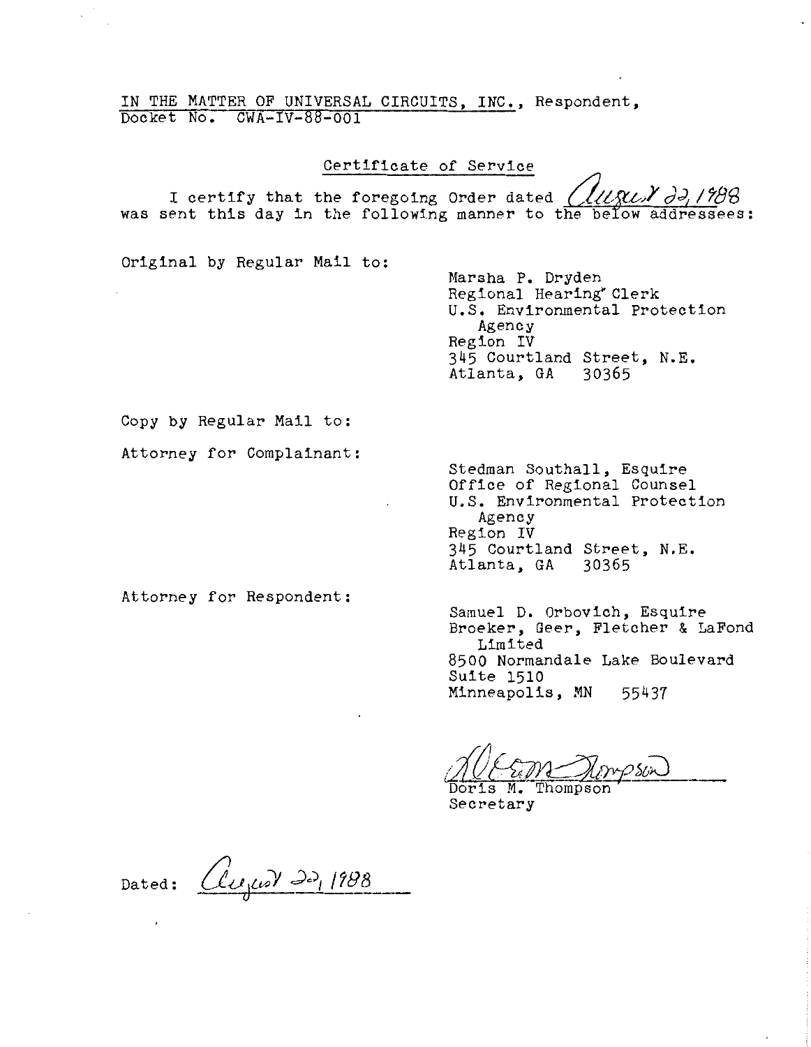IN THE MATTER OF UNIVERSAL CIRCUITS, INC., Respondent,
Docket No. CWA-IV-88-001

Certificate of Service

I certify that the foregoing Order dated August 22, 1988 was sent this day in the following manner to the below addressees:

Original by Regular Mail to:

Marsha P. Dryden
Regional Hearing Clerk
U.S. Environmental Protection Agency
Region IV
345 Courtland Street, N.E.
Atlanta, GA 30365

Copy by Regular Mail to:

Attorney for Complainant:

Stedman Southall, Esquire
Office of Regional Counsel
U.S. Environmental Protection Agency
Region IV
345 Courtland Street, N.E.
Atlanta, GA 30365

Attorney for Respondent:

Samuel D. Orbovich, Esquire
Broeker, Geer, Fletcher & LaFond Limited
8500 Normandale Lake Boulevard
Suite 1510
Minneapolis, MN 55437

Doris M. Thompson
Secretary

Dated: August 22, 1988